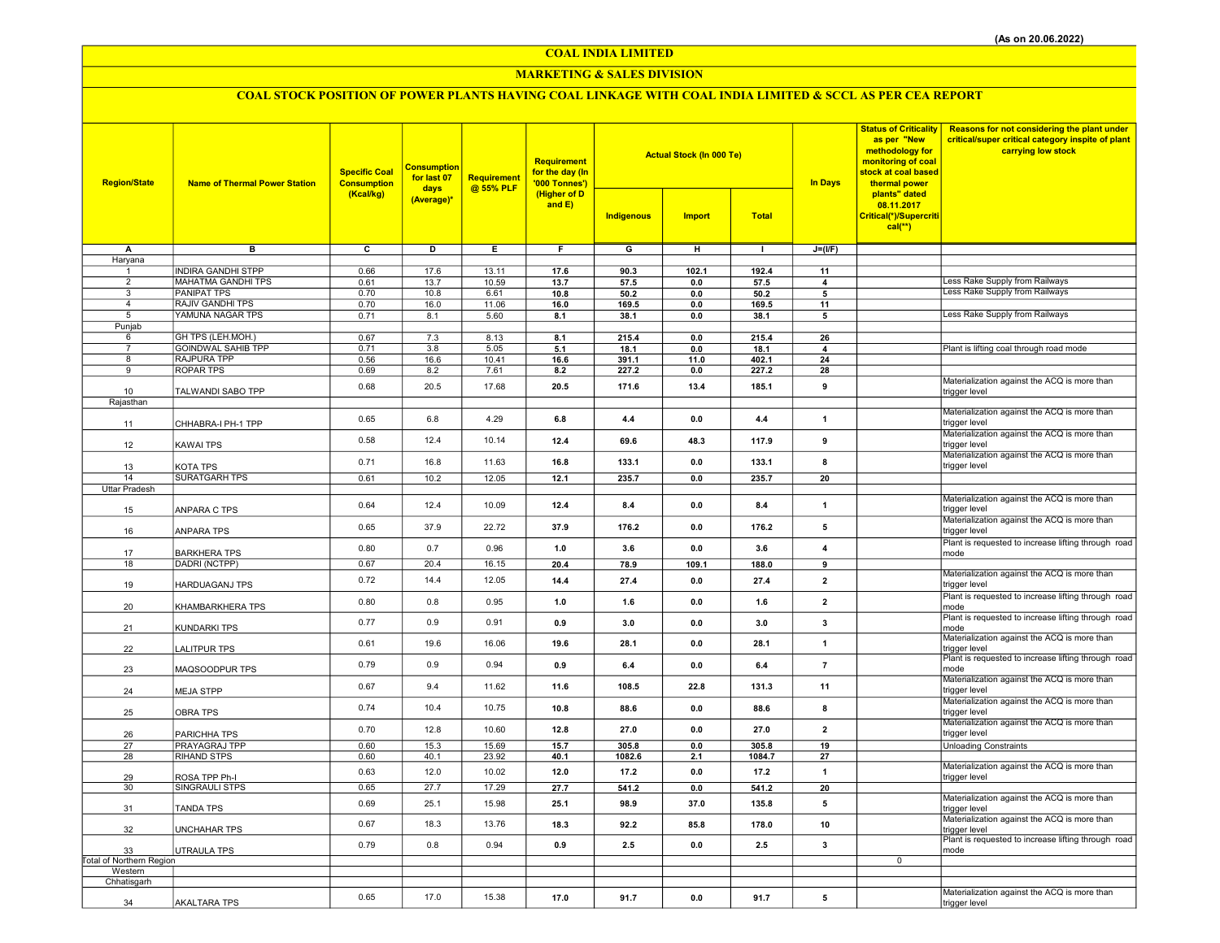(As on 20.06.2022)

# COAL INDIA LIMITED

## MARKETING & SALES DIVISION

### COAL STOCK POSITION OF POWER PLANTS HAVING COAL LINKAGE WITH COAL INDIA LIMITED & SCCL AS PER CEA REPORT

| Region/State | Name of Thermal Power Station | Specific Coal Consumption (Kcal/kg) | Consumption for last 07 days (Average)* | Requirement @ 55% PLF | Requirement for the day (In '000 Tonnes') (Higher of D and E) | Actual Stock (In 000 Te) | | | In Days | Status of Criticality as per "New methodology for monitoring of coal stock at coal based thermal power plants" dated 08.11.2017 Critical(*)/Supercritical(**) | Reasons for not considering the plant under critical/super critical category inspite of plant carrying low stock |
|---|---|---|---|---|---|---|---|---|---|---|---|
| | | | | | | Indigenous | Import | Total | | | |
| A | B | C | D | E | F | G | H | I | J=(I/F) | | |
| Haryana | | | | | | | | | | | |
| 1 | INDIRA GANDHI STPP | 0.66 | 17.6 | 13.11 | 17.6 | 90.3 | 102.1 | 192.4 | 11 | | |
| 2 | MAHATMA GANDHI TPS | 0.61 | 13.7 | 10.59 | 13.7 | 57.5 | 0.0 | 57.5 | 4 | | Less Rake Supply from Railways |
| 3 | PANIPAT TPS | 0.70 | 10.8 | 6.61 | 10.8 | 50.2 | 0.0 | 50.2 | 5 | | Less Rake Supply from Railways |
| 4 | RAJIV GANDHI TPS | 0.70 | 16.0 | 11.06 | 16.0 | 169.5 | 0.0 | 169.5 | 11 | | |
| 5 | YAMUNA NAGAR TPS | 0.71 | 8.1 | 5.60 | 8.1 | 38.1 | 0.0 | 38.1 | 5 | | Less Rake Supply from Railways |
| Punjab | | | | | | | | | | | |
| 6 | GH TPS (LEH.MOH.) | 0.67 | 7.3 | 8.13 | 8.1 | 215.4 | 0.0 | 215.4 | 26 | | |
| 7 | GOINDWAL SAHIB TPP | 0.71 | 3.8 | 5.05 | 5.1 | 18.1 | 0.0 | 18.1 | 4 | | Plant is lifting coal through road mode |
| 8 | RAJPURA TPP | 0.56 | 16.6 | 10.41 | 16.6 | 391.1 | 11.0 | 402.1 | 24 | | |
| 9 | ROPAR TPS | 0.69 | 8.2 | 7.61 | 8.2 | 227.2 | 0.0 | 227.2 | 28 | | |
| 10 | TALWANDI SABO TPP | 0.68 | 20.5 | 17.68 | 20.5 | 171.6 | 13.4 | 185.1 | 9 | | Materialization against the ACQ is more than trigger level |
| Rajasthan | | | | | | | | | | | |
| 11 | CHHABRA-I PH-1 TPP | 0.65 | 6.8 | 4.29 | 6.8 | 4.4 | 0.0 | 4.4 | 1 | | Materialization against the ACQ is more than trigger level |
| 12 | KAWAI TPS | 0.58 | 12.4 | 10.14 | 12.4 | 69.6 | 48.3 | 117.9 | 9 | | Materialization against the ACQ is more than trigger level |
| 13 | KOTA TPS | 0.71 | 16.8 | 11.63 | 16.8 | 133.1 | 0.0 | 133.1 | 8 | | Materialization against the ACQ is more than trigger level |
| 14 | SURATGARH TPS | 0.61 | 10.2 | 12.05 | 12.1 | 235.7 | 0.0 | 235.7 | 20 | | |
| Uttar Pradesh | | | | | | | | | | | |
| 15 | ANPARA C TPS | 0.64 | 12.4 | 10.09 | 12.4 | 8.4 | 0.0 | 8.4 | 1 | | Materialization against the ACQ is more than trigger level |
| 16 | ANPARA TPS | 0.65 | 37.9 | 22.72 | 37.9 | 176.2 | 0.0 | 176.2 | 5 | | Materialization against the ACQ is more than trigger level |
| 17 | BARKHERA TPS | 0.80 | 0.7 | 0.96 | 1.0 | 3.6 | 0.0 | 3.6 | 4 | | Plant is requested to increase lifting through road mode |
| 18 | DADRI (NCTPP) | 0.67 | 20.4 | 16.15 | 20.4 | 78.9 | 109.1 | 188.0 | 9 | | |
| 19 | HARDUAGANJ TPS | 0.72 | 14.4 | 12.05 | 14.4 | 27.4 | 0.0 | 27.4 | 2 | | Materialization against the ACQ is more than trigger level |
| 20 | KHAMBARKHERA TPS | 0.80 | 0.8 | 0.95 | 1.0 | 1.6 | 0.0 | 1.6 | 2 | | Plant is requested to increase lifting through road mode |
| 21 | KUNDARKI TPS | 0.77 | 0.9 | 0.91 | 0.9 | 3.0 | 0.0 | 3.0 | 3 | | Plant is requested to increase lifting through road mode |
| 22 | LALITPUR TPS | 0.61 | 19.6 | 16.06 | 19.6 | 28.1 | 0.0 | 28.1 | 1 | | Materialization against the ACQ is more than trigger level |
| 23 | MAQSOODPUR TPS | 0.79 | 0.9 | 0.94 | 0.9 | 6.4 | 0.0 | 6.4 | 7 | | Plant is requested to increase lifting through road mode |
| 24 | MEJA STPP | 0.67 | 9.4 | 11.62 | 11.6 | 108.5 | 22.8 | 131.3 | 11 | | Materialization against the ACQ is more than trigger level |
| 25 | OBRA TPS | 0.74 | 10.4 | 10.75 | 10.8 | 88.6 | 0.0 | 88.6 | 8 | | Materialization against the ACQ is more than trigger level |
| 26 | PARICHHA TPS | 0.70 | 12.8 | 10.60 | 12.8 | 27.0 | 0.0 | 27.0 | 2 | | Materialization against the ACQ is more than trigger level |
| 27 | PRAYAGRAJ TPP | 0.60 | 15.3 | 15.69 | 15.7 | 305.8 | 0.0 | 305.8 | 19 | | Unloading Constraints |
| 28 | RIHAND STPS | 0.60 | 40.1 | 23.92 | 40.1 | 1082.6 | 2.1 | 1084.7 | 27 | | |
| 29 | ROSA TPP Ph-I | 0.63 | 12.0 | 10.02 | 12.0 | 17.2 | 0.0 | 17.2 | 1 | | Materialization against the ACQ is more than trigger level |
| 30 | SINGRAULI STPS | 0.65 | 27.7 | 17.29 | 27.7 | 541.2 | 0.0 | 541.2 | 20 | | |
| 31 | TANDA TPS | 0.69 | 25.1 | 15.98 | 25.1 | 98.9 | 37.0 | 135.8 | 5 | | Materialization against the ACQ is more than trigger level |
| 32 | UNCHAHAR TPS | 0.67 | 18.3 | 13.76 | 18.3 | 92.2 | 85.8 | 178.0 | 10 | | Materialization against the ACQ is more than trigger level |
| 33 | UTRAULA TPS | 0.79 | 0.8 | 0.94 | 0.9 | 2.5 | 0.0 | 2.5 | 3 | | Plant is requested to increase lifting through road mode |
| Total of Northern Region | | | | | | | | | | 0 | |
| Western | | | | | | | | | | | |
| Chhatisgarh | | | | | | | | | | | |
| 34 | AKALTARA TPS | 0.65 | 17.0 | 15.38 | 17.0 | 91.7 | 0.0 | 91.7 | 5 | | Materialization against the ACQ is more than trigger level |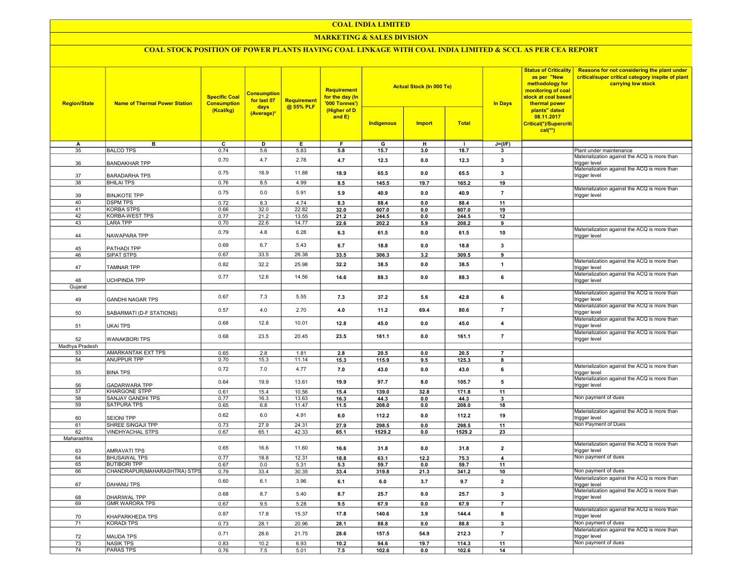# COAL INDIA LIMITED

## MARKETING & SALES DIVISION

### COAL STOCK POSITION OF POWER PLANTS HAVING COAL LINKAGE WITH COAL INDIA LIMITED & SCCL AS PER CEA REPORT

| Region/State | Name of Thermal Power Station | Specific Coal Consumption (Kcal/kg) | Consumption for last 07 days (Average)* | Requirement @ 55% PLF | Requirement for the day (In '000 Tonnes') (Higher of D and E) | Actual Stock (In 000 Te) | | | In Days | Status of Criticality as per "New methodology for monitoring of coal stock at coal based thermal power plants" dated 08.11.2017 Critical(*)/Supercritical(**) | Reasons for not considering the plant under critical/super critical category inspite of plant carrying low stock |
|---|---|---|---|---|---|---|---|---|---|---|---|
| | | | | | | Indigenous | Import | Total | | | |
| A | B | C | D | E | F | G | H | I | J=(I/F) | | |
| 35 | BALCO TPS | 0.74 | 5.6 | 5.83 | 5.8 | 15.7 | 3.0 | 18.7 | 3 | | Plant under maintenance |
| 36 | BANDAKHAR TPP | 0.70 | 4.7 | 2.78 | 4.7 | 12.3 | 0.0 | 12.3 | 3 | | Materialization against the ACQ is more than trigger level |
| 37 | BARADARHA TPS | 0.75 | 18.9 | 11.88 | 18.9 | 65.5 | 0.0 | 65.5 | 3 | | Materialization against the ACQ is more than trigger level |
| 38 | BHILAI TPS | 0.76 | 8.5 | 4.99 | 8.5 | 145.5 | 19.7 | 165.2 | 19 | | |
| 39 | BINJKOTE TPP | 0.75 | 0.0 | 5.91 | 5.9 | 40.9 | 0.0 | 40.9 | 7 | | Materialization against the ACQ is more than trigger level |
| 40 | DSPM TPS | 0.72 | 8.3 | 4.74 | 8.3 | 88.4 | 0.0 | 88.4 | 11 | | |
| 41 | KORBA STPS | 0.66 | 32.0 | 22.82 | 32.0 | 607.0 | 0.0 | 607.0 | 19 | | |
| 42 | KORBA-WEST TPS | 0.77 | 21.2 | 13.55 | 21.2 | 244.5 | 0.0 | 244.5 | 12 | | |
| 43 | LARA TPP | 0.70 | 22.6 | 14.77 | 22.6 | 202.2 | 5.9 | 208.2 | 9 | | |
| 44 | NAWAPARA TPP | 0.79 | 4.8 | 6.28 | 6.3 | 61.5 | 0.0 | 61.5 | 10 | | Materialization against the ACQ is more than trigger level |
| 45 | PATHADI TPP | 0.69 | 6.7 | 5.43 | 6.7 | 18.8 | 0.0 | 18.8 | 3 | | |
| 46 | SIPAT STPS | 0.67 | 33.5 | 26.38 | 33.5 | 306.3 | 3.2 | 309.5 | 9 | | |
| 47 | TAMNAR TPP | 0.82 | 32.2 | 25.98 | 32.2 | 38.5 | 0.0 | 38.5 | 1 | | Materialization against the ACQ is more than trigger level |
| 48 | UCHPINDA TPP | 0.77 | 12.6 | 14.56 | 14.6 | 88.3 | 0.0 | 88.3 | 6 | | Materialization against the ACQ is more than trigger level |
| Gujarat | | | | | | | | | | | |
| 49 | GANDHI NAGAR TPS | 0.67 | 7.3 | 5.55 | 7.3 | 37.2 | 5.6 | 42.8 | 6 | | Materialization against the ACQ is more than trigger level |
| 50 | SABARMATI (D-F STATIONS) | 0.57 | 4.0 | 2.70 | 4.0 | 11.2 | 69.4 | 80.6 | 7 | | Materialization against the ACQ is more than trigger level |
| 51 | UKAI TPS | 0.68 | 12.8 | 10.01 | 12.8 | 45.0 | 0.0 | 45.0 | 4 | | Materialization against the ACQ is more than trigger level |
| 52 | WANAKBORI TPS | 0.68 | 23.5 | 20.45 | 23.5 | 161.1 | 0.0 | 161.1 | 7 | | Materialization against the ACQ is more than trigger level |
| Madhya Pradesh | | | | | | | | | | | |
| 53 | AMARKANTAK EXT TPS | 0.65 | 2.8 | 1.81 | 2.8 | 20.5 | 0.0 | 20.5 | 7 | | |
| 54 | ANUPPUR TPP | 0.70 | 15.3 | 11.14 | 15.3 | 115.9 | 9.5 | 125.3 | 8 | | |
| 55 | BINA TPS | 0.72 | 7.0 | 4.77 | 7.0 | 43.0 | 0.0 | 43.0 | 6 | | Materialization against the ACQ is more than trigger level |
| 56 | GADARWARA TPP | 0.64 | 19.9 | 13.61 | 19.9 | 97.7 | 8.0 | 105.7 | 5 | | Materialization against the ACQ is more than trigger level |
| 57 | KHARGONE STPP | 0.61 | 15.4 | 10.56 | 15.4 | 139.0 | 32.8 | 171.8 | 11 | | |
| 58 | SANJAY GANDHI TPS | 0.77 | 16.3 | 13.63 | 16.3 | 44.3 | 0.0 | 44.3 | 3 | | Non payment of dues |
| 59 | SATPURA TPS | 0.65 | 6.8 | 11.47 | 11.5 | 208.0 | 0.0 | 208.0 | 18 | | |
| 60 | SEIONI TPP | 0.62 | 6.0 | 4.91 | 6.0 | 112.2 | 0.0 | 112.2 | 19 | | Materialization against the ACQ is more than trigger level |
| 61 | SHREE SINGAJI TPP | 0.73 | 27.9 | 24.31 | 27.9 | 298.5 | 0.0 | 298.5 | 11 | | Non Payment of Dues |
| 62 | VINDHYACHAL STPS | 0.67 | 65.1 | 42.33 | 65.1 | 1529.2 | 0.0 | 1529.2 | 23 | | |
| Maharashtra | | | | | | | | | | | |
| 63 | AMRAVATI TPS | 0.65 | 16.6 | 11.60 | 16.6 | 31.8 | 0.0 | 31.8 | 2 | | Materialization against the ACQ is more than trigger level |
| 64 | BHUSAWAL TPS | 0.77 | 18.8 | 12.31 | 18.8 | 63.1 | 12.2 | 75.3 | 4 | | Non payment of dues |
| 65 | BUTIBORI TPP | 0.67 | 0.0 | 5.31 | 5.3 | 59.7 | 0.0 | 59.7 | 11 | | |
| 66 | CHANDRAPUR(MAHARASHTRA) STPS | 0.79 | 33.4 | 30.35 | 33.4 | 319.8 | 21.3 | 341.2 | 10 | | Non payment of dues |
| 67 | DAHANU TPS | 0.60 | 6.1 | 3.96 | 6.1 | 6.0 | 3.7 | 9.7 | 2 | | Materialization against the ACQ is more than trigger level |
| 68 | DHARIWAL TPP | 0.68 | 8.7 | 5.40 | 8.7 | 25.7 | 0.0 | 25.7 | 3 | | Materialization against the ACQ is more than trigger level |
| 69 | GMR WARORA TPS | 0.67 | 9.5 | 5.28 | 9.5 | 67.9 | 0.0 | 67.9 | 7 | | |
| 70 | KHAPARKHEDA TPS | 0.87 | 17.8 | 15.37 | 17.8 | 140.6 | 3.9 | 144.4 | 8 | | Materialization against the ACQ is more than trigger level |
| 71 | KORADI TPS | 0.73 | 28.1 | 20.96 | 28.1 | 88.8 | 0.0 | 88.8 | 3 | | Non payment of dues |
| 72 | MAUDA TPS | 0.71 | 28.6 | 21.75 | 28.6 | 157.5 | 54.9 | 212.3 | 7 | | Materialization against the ACQ is more than trigger level |
| 73 | NASIK TPS | 0.83 | 10.2 | 6.93 | 10.2 | 94.6 | 19.7 | 114.3 | 11 | | Non payment of dues |
| 74 | PARAS TPS | 0.76 | 7.5 | 5.01 | 7.5 | 102.6 | 0.0 | 102.6 | 14 | | |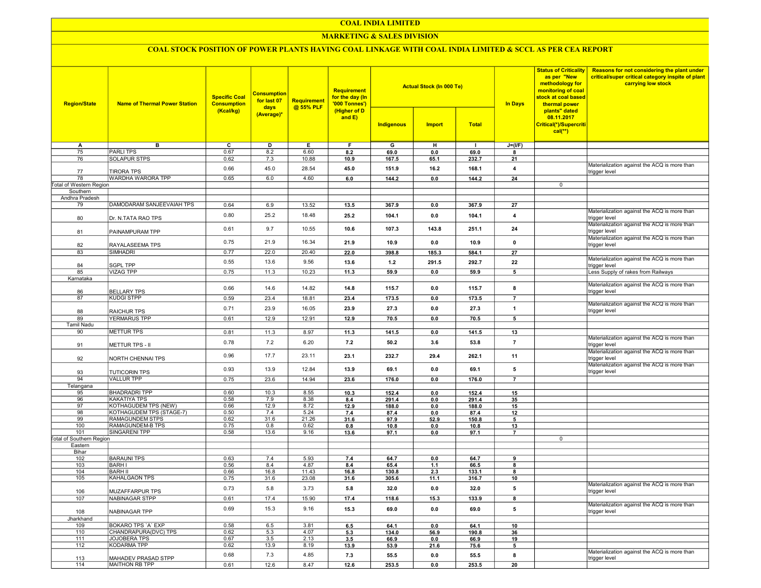# COAL INDIA LIMITED

## MARKETING & SALES DIVISION

### COAL STOCK POSITION OF POWER PLANTS HAVING COAL LINKAGE WITH COAL INDIA LIMITED & SCCL AS PER CEA REPORT

| Region/State | Name of Thermal Power Station | Specific Coal Consumption (Kcal/kg) | Consumption for last 07 days (Average)* | Requirement @ 55% PLF | Requirement for the day (In '000 Tonnes') (Higher of D and E) | Actual Stock (In 000 Te) | | | In Days | Status of Criticality as per "New methodology for monitoring of coal stock at coal based thermal power plants" dated 08.11.2017 Critical(*)/Supercritical(**) | Reasons for not considering the plant under critical/super critical category inspite of plant carrying low stock |
|---|---|---|---|---|---|---|---|---|---|---|---|
| | | | | | | Indigenous | Import | Total | | | |
| A | B | C | D | E | F | G | H | I | J=(I/F) | | |
| 75 | PARLI TPS | 0.67 | 8.2 | 6.60 | 8.2 | 69.0 | 0.0 | 69.0 | 8 | | |
| 76 | SOLAPUR STPS | 0.62 | 7.3 | 10.88 | 10.9 | 167.5 | 65.1 | 232.7 | 21 | | |
| 77 | TIRORA TPS | 0.66 | 45.0 | 28.54 | 45.0 | 151.9 | 16.2 | 168.1 | 4 | | Materialization against the ACQ is more than trigger level |
| 78 | WARDHA WARORA TPP | 0.65 | 6.0 | 4.60 | 6.0 | 144.2 | 0.0 | 144.2 | 24 | | |
| Total of Western Region | | | | | | | | | | 0 | |
| Southern | | | | | | | | | | | |
| Andhra Pradesh | | | | | | | | | | | |
| 79 | DAMODARAM SANJEEVAIAH TPS | 0.64 | 6.9 | 13.52 | 13.5 | 367.9 | 0.0 | 367.9 | 27 | | |
| 80 | Dr. N.TATA RAO TPS | 0.80 | 25.2 | 18.48 | 25.2 | 104.1 | 0.0 | 104.1 | 4 | | Materialization against the ACQ is more than trigger level |
| 81 | PAINAMPURAM TPP | 0.61 | 9.7 | 10.55 | 10.6 | 107.3 | 143.8 | 251.1 | 24 | | Materialization against the ACQ is more than trigger level |
| 82 | RAYALASEEMA TPS | 0.75 | 21.9 | 16.34 | 21.9 | 10.9 | 0.0 | 10.9 | 0 | | Materialization against the ACQ is more than trigger level |
| 83 | SIMHADRI | 0.77 | 22.0 | 20.40 | 22.0 | 398.8 | 185.3 | 584.1 | 27 | | |
| 84 | SGPL TPP | 0.55 | 13.6 | 9.56 | 13.6 | 1.2 | 291.5 | 292.7 | 22 | | Materialization against the ACQ is more than trigger level |
| 85 | VIZAG TPP | 0.75 | 11.3 | 10.23 | 11.3 | 59.9 | 0.0 | 59.9 | 5 | | Less Supply of rakes from Railways |
| Karnataka | | | | | | | | | | | |
| 86 | BELLARY TPS | 0.66 | 14.6 | 14.82 | 14.8 | 115.7 | 0.0 | 115.7 | 8 | | Materialization against the ACQ is more than trigger level |
| 87 | KUDGI STPP | 0.59 | 23.4 | 18.81 | 23.4 | 173.5 | 0.0 | 173.5 | 7 | | |
| 88 | RAICHUR TPS | 0.71 | 23.9 | 16.05 | 23.9 | 27.3 | 0.0 | 27.3 | 1 | | Materialization against the ACQ is more than trigger level |
| 89 | YERMARUS TPP | 0.61 | 12.9 | 12.91 | 12.9 | 70.5 | 0.0 | 70.5 | 5 | | |
| Tamil Nadu | | | | | | | | | | | |
| 90 | METTUR TPS | 0.81 | 11.3 | 8.97 | 11.3 | 141.5 | 0.0 | 141.5 | 13 | | |
| 91 | METTUR TPS - II | 0.78 | 7.2 | 6.20 | 7.2 | 50.2 | 3.6 | 53.8 | 7 | | Materialization against the ACQ is more than trigger level |
| 92 | NORTH CHENNAI TPS | 0.96 | 17.7 | 23.11 | 23.1 | 232.7 | 29.4 | 262.1 | 11 | | Materialization against the ACQ is more than trigger level |
| 93 | TUTICORIN TPS | 0.93 | 13.9 | 12.84 | 13.9 | 69.1 | 0.0 | 69.1 | 5 | | Materialization against the ACQ is more than trigger level |
| 94 | VALLUR TPP | 0.75 | 23.6 | 14.94 | 23.6 | 176.0 | 0.0 | 176.0 | 7 | | |
| Telangana | | | | | | | | | | | |
| 95 | BHADRADRI TPP | 0.60 | 10.3 | 8.55 | 10.3 | 152.4 | 0.0 | 152.4 | 15 | | |
| 96 | KAKATIYA TPS | 0.58 | 7.9 | 8.38 | 8.4 | 291.4 | 0.0 | 291.4 | 35 | | |
| 97 | KOTHAGUDEM TPS (NEW) | 0.66 | 12.9 | 8.72 | 12.9 | 188.0 | 0.0 | 188.0 | 15 | | |
| 98 | KOTHAGUDEM TPS (STAGE-7) | 0.50 | 7.4 | 5.24 | 7.4 | 87.4 | 0.0 | 87.4 | 12 | | |
| 99 | RAMAGUNDEM STPS | 0.62 | 31.6 | 21.26 | 31.6 | 97.9 | 52.9 | 150.8 | 5 | | |
| 100 | RAMAGUNDEM-B TPS | 0.75 | 0.8 | 0.62 | 0.8 | 10.8 | 0.0 | 10.8 | 13 | | |
| 101 | SINGARENI TPP | 0.58 | 13.6 | 9.16 | 13.6 | 97.1 | 0.0 | 97.1 | 7 | | |
| Total of Southern Region | | | | | | | | | | 0 | |
| Eastern | | | | | | | | | | | |
| Bihar | | | | | | | | | | | |
| 102 | BARAUNI TPS | 0.63 | 7.4 | 5.93 | 7.4 | 64.7 | 0.0 | 64.7 | 9 | | |
| 103 | BARH I | 0.56 | 8.4 | 4.87 | 8.4 | 65.4 | 1.1 | 66.5 | 8 | | |
| 104 | BARH II | 0.66 | 16.8 | 11.43 | 16.8 | 130.8 | 2.3 | 133.1 | 8 | | |
| 105 | KAHALGAON TPS | 0.75 | 31.6 | 23.08 | 31.6 | 305.6 | 11.1 | 316.7 | 10 | | |
| 106 | MUZAFFARPUR TPS | 0.73 | 5.8 | 3.73 | 5.8 | 32.0 | 0.0 | 32.0 | 5 | | Materialization against the ACQ is more than trigger level |
| 107 | NABINAGAR STPP | 0.61 | 17.4 | 15.90 | 17.4 | 118.6 | 15.3 | 133.9 | 8 | | |
| 108 | NABINAGAR TPP | 0.69 | 15.3 | 9.16 | 15.3 | 69.0 | 0.0 | 69.0 | 5 | | Materialization against the ACQ is more than trigger level |
| Jharkhand | | | | | | | | | | | |
| 109 | BOKARO TPS `A` EXP | 0.58 | 6.5 | 3.81 | 6.5 | 64.1 | 0.0 | 64.1 | 10 | | |
| 110 | CHANDRAPURA(DVC) TPS | 0.62 | 5.3 | 4.07 | 5.3 | 134.0 | 56.9 | 190.8 | 36 | | |
| 111 | JOJOBERA TPS | 0.67 | 3.5 | 2.13 | 3.5 | 66.9 | 0.0 | 66.9 | 19 | | |
| 112 | KODARMA TPP | 0.62 | 13.9 | 8.19 | 13.9 | 53.9 | 21.6 | 75.6 | 5 | | |
| 113 | MAHADEV PRASAD STPP | 0.68 | 7.3 | 4.85 | 7.3 | 55.5 | 0.0 | 55.5 | 8 | | Materialization against the ACQ is more than trigger level |
| 114 | MAITHON RB TPP | 0.61 | 12.6 | 8.47 | 12.6 | 253.5 | 0.0 | 253.5 | 20 | | |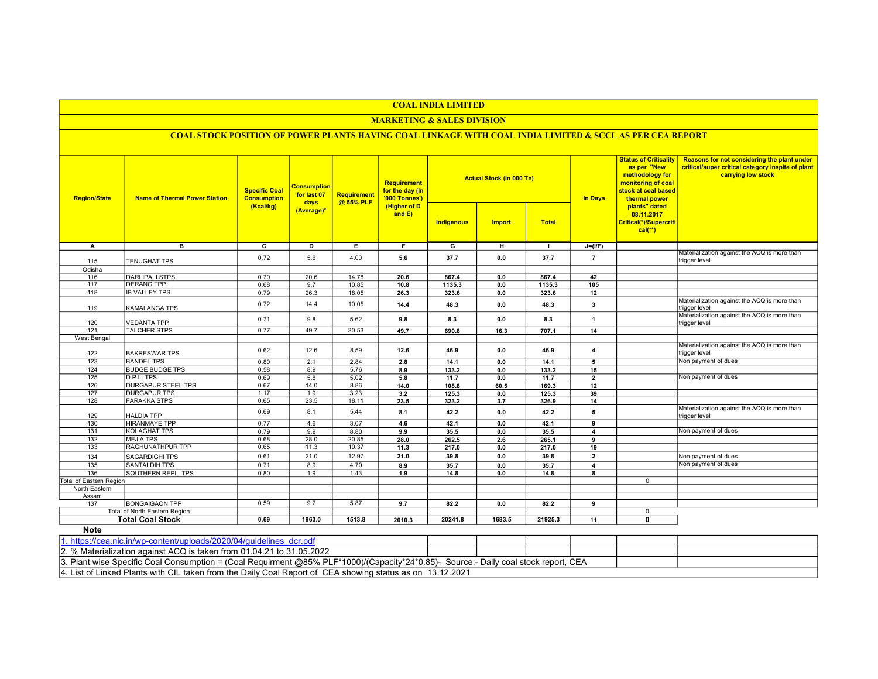## COAL INDIA LIMITED

## MARKETING & SALES DIVISION

### COAL STOCK POSITION OF POWER PLANTS HAVING COAL LINKAGE WITH COAL INDIA LIMITED & SCCL AS PER CEA REPORT

| Region/State | Name of Thermal Power Station | Specific Coal Consumption (Kcal/kg) | Consumption for last 07 days (Average)* | Requirement @ 55% PLF | Requirement for the day (In '000 Tonnes') (Higher of D and E) | Actual Stock (In 000 Te) | | | In Days | Status of Criticality as per "New methodology for monitoring of coal stock at coal based thermal power plants" dated 08.11.2017 Critical(*)/Supercritical(**) | Reasons for not considering the plant under critical/super critical category inspite of plant carrying low stock |
|---|---|---|---|---|---|---|---|---|---|---|---|
| | | | | | | Indigenous | Import | Total | | | |
| A | B | C | D | E | F | G | H | I | J=(I/F) | | |
| 115 | TENUGHAT TPS | 0.72 | 5.6 | 4.00 | 5.6 | 37.7 | 0.0 | 37.7 | 7 | | Materialization against the ACQ is more than trigger level |
| Odisha | | | | | | | | | | | |
| 116 | DARLIPALI STPS | 0.70 | 20.6 | 14.78 | 20.6 | 867.4 | 0.0 | 867.4 | 42 | | |
| 117 | DERANG TPP | 0.68 | 9.7 | 10.85 | 10.8 | 1135.3 | 0.0 | 1135.3 | 105 | | |
| 118 | IB VALLEY TPS | 0.79 | 26.3 | 18.05 | 26.3 | 323.6 | 0.0 | 323.6 | 12 | | |
| 119 | KAMALANGA TPS | 0.72 | 14.4 | 10.05 | 14.4 | 48.3 | 0.0 | 48.3 | 3 | | Materialization against the ACQ is more than trigger level |
| 120 | VEDANTA TPP | 0.71 | 9.8 | 5.62 | 9.8 | 8.3 | 0.0 | 8.3 | 1 | | Materialization against the ACQ is more than trigger level |
| 121 | TALCHER STPS | 0.77 | 49.7 | 30.53 | 49.7 | 690.8 | 16.3 | 707.1 | 14 | | |
| West Bengal | | | | | | | | | | | |
| 122 | BAKRESWAR TPS | 0.62 | 12.6 | 8.59 | 12.6 | 46.9 | 0.0 | 46.9 | 4 | | Materialization against the ACQ is more than trigger level |
| 123 | BANDEL TPS | 0.80 | 2.1 | 2.84 | 2.8 | 14.1 | 0.0 | 14.1 | 5 | | Non payment of dues |
| 124 | BUDGE BUDGE TPS | 0.58 | 8.9 | 5.76 | 8.9 | 133.2 | 0.0 | 133.2 | 15 | | |
| 125 | D.P.L. TPS | 0.69 | 5.8 | 5.02 | 5.8 | 11.7 | 0.0 | 11.7 | 2 | | Non payment of dues |
| 126 | DURGAPUR STEEL TPS | 0.67 | 14.0 | 8.86 | 14.0 | 108.8 | 60.5 | 169.3 | 12 | | |
| 127 | DURGAPUR TPS | 1.17 | 1.9 | 3.23 | 3.2 | 125.3 | 0.0 | 125.3 | 39 | | |
| 128 | FARAKKA STPS | 0.65 | 23.5 | 18.11 | 23.5 | 323.2 | 3.7 | 326.9 | 14 | | |
| 129 | HALDIA TPP | 0.69 | 8.1 | 5.44 | 8.1 | 42.2 | 0.0 | 42.2 | 5 | | Materialization against the ACQ is more than trigger level |
| 130 | HIRANMAYE TPP | 0.77 | 4.6 | 3.07 | 4.6 | 42.1 | 0.0 | 42.1 | 9 | | |
| 131 | KOLAGHAT TPS | 0.79 | 9.9 | 8.80 | 9.9 | 35.5 | 0.0 | 35.5 | 4 | | Non payment of dues |
| 132 | MEJIA TPS | 0.68 | 28.0 | 20.85 | 28.0 | 262.5 | 2.6 | 265.1 | 9 | | |
| 133 | RAGHUNATHPUR TPP | 0.65 | 11.3 | 10.37 | 11.3 | 217.0 | 0.0 | 217.0 | 19 | | |
| 134 | SAGARDIGHI TPS | 0.61 | 21.0 | 12.97 | 21.0 | 39.8 | 0.0 | 39.8 | 2 | | Non payment of dues |
| 135 | SANTALDIH TPS | 0.71 | 8.9 | 4.70 | 8.9 | 35.7 | 0.0 | 35.7 | 4 | | Non payment of dues |
| 136 | SOUTHERN REPL. TPS | 0.80 | 1.9 | 1.43 | 1.9 | 14.8 | 0.0 | 14.8 | 8 | | |
| Total of Eastern Region | | | | | | | | | | 0 | |
| North Eastern | | | | | | | | | | | |
| Assam | | | | | | | | | | | |
| 137 | BONGAIGAON TPP | 0.59 | 9.7 | 5.87 | 9.7 | 82.2 | 0.0 | 82.2 | 9 | | |
| Total of North Eastern Region | | | | | | | | | | 0 | |
| **Total Coal Stock** | | **0.69** | **1963.0** | **1513.8** | **2010.3** | **20241.8** | **1683.5** | **21925.3** | **11** | **0** | |

**Note**

1. https://cea.nic.in/wp-content/uploads/2020/04/guidelines_dcr.pdf
2. % Materialization against ACQ is taken from 01.04.21 to 31.05.2022
3. Plant wise Specific Coal Consumption = (Coal Requirment @85% PLF*1000)/(Capacity*24*0.85)- Source:- Daily coal stock report, CEA
4. List of Linked Plants with CIL taken from the Daily Coal Report of CEA showing status as on 13.12.2021